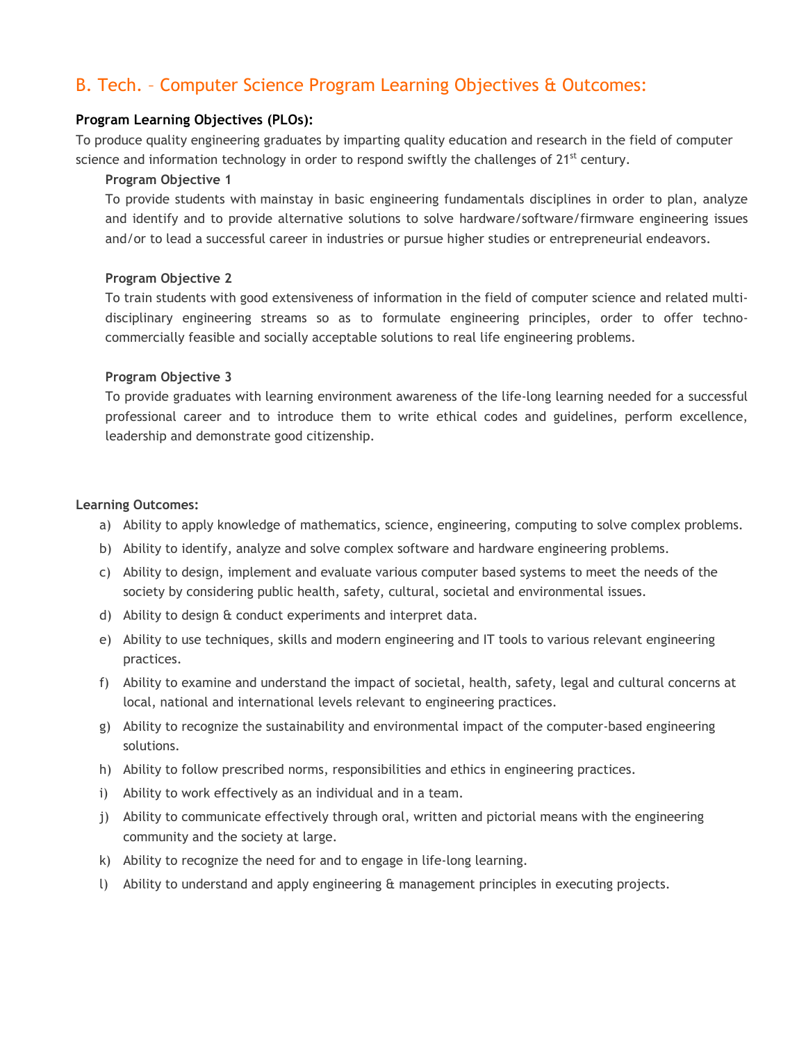## B. Tech. – Computer Science Program Learning Objectives & Outcomes:

**Program Learning Objectives (PLOs):**

To produce quality engineering graduates by imparting quality education and research in the field of computer science and information technology in order to respond swiftly the challenges of 21st century.

**Program Objective 1**

To provide students with mainstay in basic engineering fundamentals disciplines in order to plan, analyze and identify and to provide alternative solutions to solve hardware/software/firmware engineering issues and/or to lead a successful career in industries or pursue higher studies or entrepreneurial endeavors.

**Program Objective 2**

To train students with good extensiveness of information in the field of computer science and related multi-disciplinary engineering streams so as to formulate engineering principles, order to offer techno-commercially feasible and socially acceptable solutions to real life engineering problems.

**Program Objective 3**

To provide graduates with learning environment awareness of the life-long learning needed for a successful professional career and to introduce them to write ethical codes and guidelines, perform excellence, leadership and demonstrate good citizenship.

**Learning Outcomes:**

a) Ability to apply knowledge of mathematics, science, engineering, computing to solve complex problems.

b) Ability to identify, analyze and solve complex software and hardware engineering problems.

c) Ability to design, implement and evaluate various computer based systems to meet the needs of the society by considering public health, safety, cultural, societal and environmental issues.

d) Ability to design & conduct experiments and interpret data.

e) Ability to use techniques, skills and modern engineering and IT tools to various relevant engineering practices.

f) Ability to examine and understand the impact of societal, health, safety, legal and cultural concerns at local, national and international levels relevant to engineering practices.

g) Ability to recognize the sustainability and environmental impact of the computer-based engineering solutions.

h) Ability to follow prescribed norms, responsibilities and ethics in engineering practices.

i) Ability to work effectively as an individual and in a team.

j) Ability to communicate effectively through oral, written and pictorial means with the engineering community and the society at large.

k) Ability to recognize the need for and to engage in life-long learning.

l) Ability to understand and apply engineering & management principles in executing projects.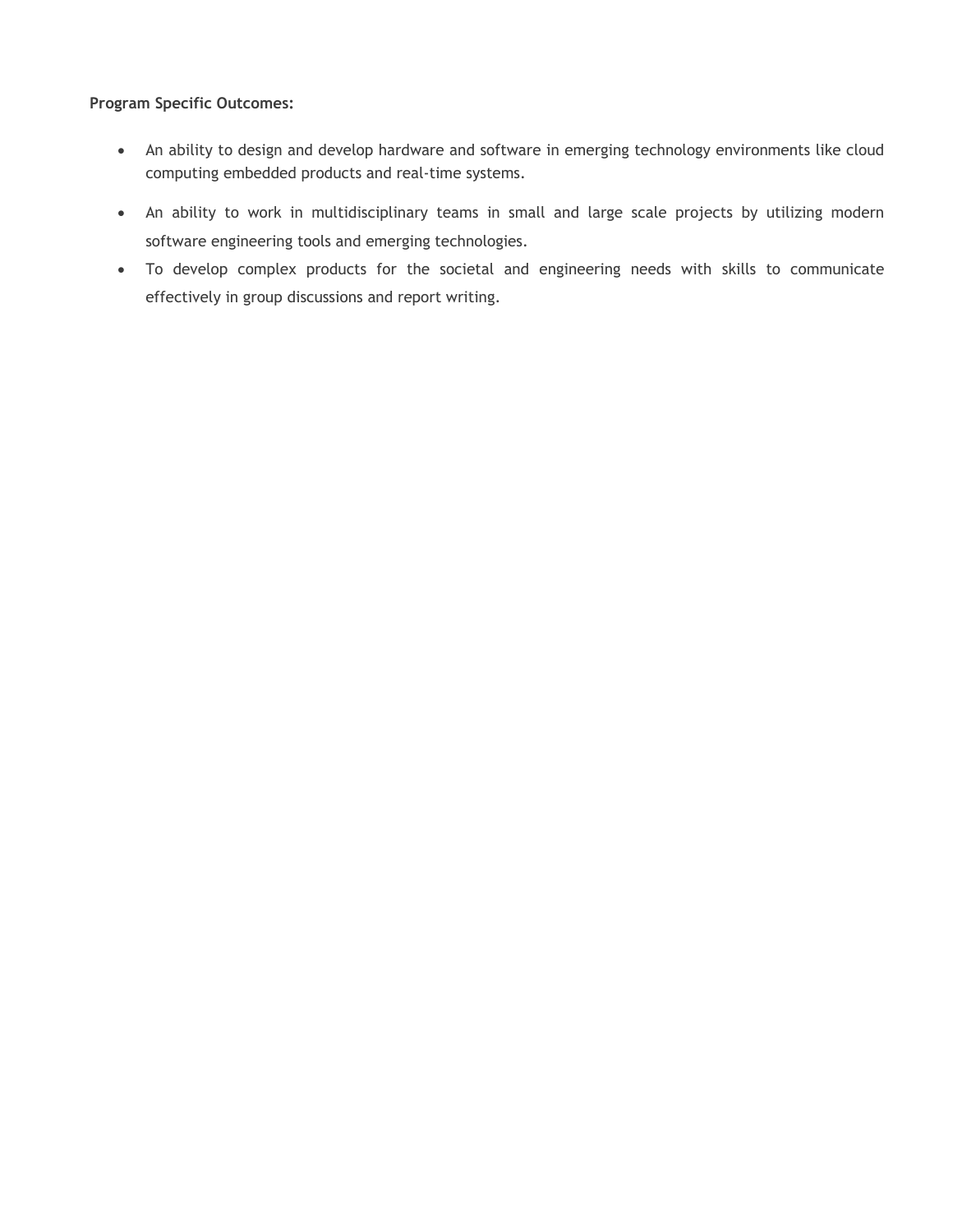**Program Specific Outcomes:**

- An ability to design and develop hardware and software in emerging technology environments like cloud computing embedded products and real-time systems.
- An ability to work in multidisciplinary teams in small and large scale projects by utilizing modern software engineering tools and emerging technologies.
- To develop complex products for the societal and engineering needs with skills to communicate effectively in group discussions and report writing.